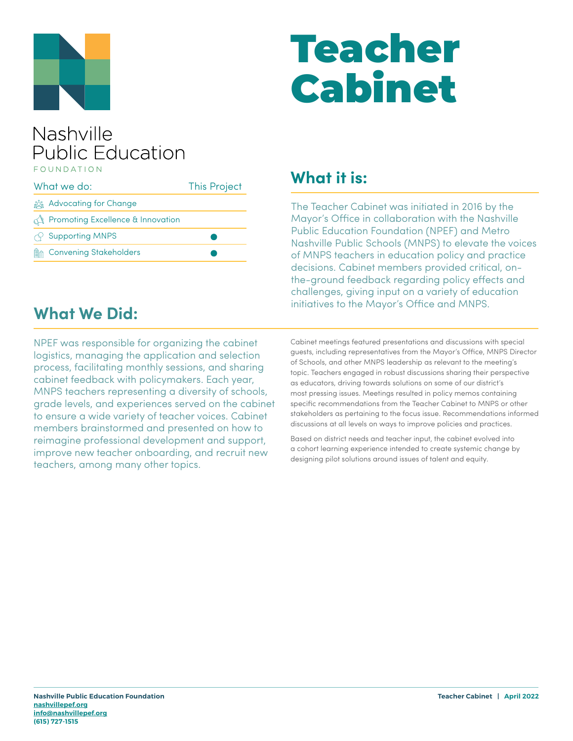# Teacher Cabinet

Nashville Public Education FOUNDATION

| What we do: | This Project |
|---|---|
| Advocating for Change | |
| Promoting Excellence & Innovation | |
| Supporting MNPS | ● |
| Convening Stakeholders | ● |

## What it is:

The Teacher Cabinet was initiated in 2016 by the Mayor's Office in collaboration with the Nashville Public Education Foundation (NPEF) and Metro Nashville Public Schools (MNPS) to elevate the voices of MNPS teachers in education policy and practice decisions. Cabinet members provided critical, on-the-ground feedback regarding policy effects and challenges, giving input on a variety of education initiatives to the Mayor's Office and MNPS.

## What We Did:

NPEF was responsible for organizing the cabinet logistics, managing the application and selection process, facilitating monthly sessions, and sharing cabinet feedback with policymakers. Each year, MNPS teachers representing a diversity of schools, grade levels, and experiences served on the cabinet to ensure a wide variety of teacher voices. Cabinet members brainstormed and presented on how to reimagine professional development and support, improve new teacher onboarding, and recruit new teachers, among many other topics.

Cabinet meetings featured presentations and discussions with special guests, including representatives from the Mayor's Office, MNPS Director of Schools, and other MNPS leadership as relevant to the meeting's topic. Teachers engaged in robust discussions sharing their perspective as educators, driving towards solutions on some of our district's most pressing issues. Meetings resulted in policy memos containing specific recommendations from the Teacher Cabinet to MNPS or other stakeholders as pertaining to the focus issue. Recommendations informed discussions at all levels on ways to improve policies and practices.

Based on district needs and teacher input, the cabinet evolved into a cohort learning experience intended to create systemic change by designing pilot solutions around issues of talent and equity.

**Nashville Public Education Foundation**
**nashvillepef.org**
**info@nashvillepef.org**
**(615) 727-1515**

**Teacher Cabinet | April 2022**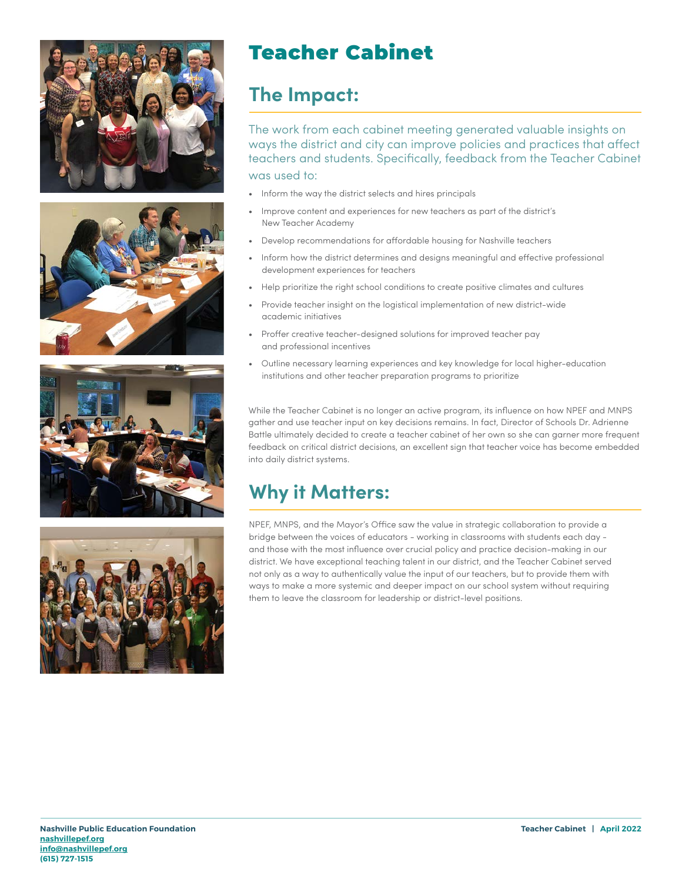# Teacher Cabinet

## The Impact:

The work from each cabinet meeting generated valuable insights on ways the district and city can improve policies and practices that affect teachers and students. Specifically, feedback from the Teacher Cabinet was used to:

- Inform the way the district selects and hires principals
- Improve content and experiences for new teachers as part of the district's New Teacher Academy
- Develop recommendations for affordable housing for Nashville teachers
- Inform how the district determines and designs meaningful and effective professional development experiences for teachers
- Help prioritize the right school conditions to create positive climates and cultures
- Provide teacher insight on the logistical implementation of new district-wide academic initiatives
- Proffer creative teacher-designed solutions for improved teacher pay and professional incentives
- Outline necessary learning experiences and key knowledge for local higher-education institutions and other teacher preparation programs to prioritize

While the Teacher Cabinet is no longer an active program, its influence on how NPEF and MNPS gather and use teacher input on key decisions remains. In fact, Director of Schools Dr. Adrienne Battle ultimately decided to create a teacher cabinet of her own so she can garner more frequent feedback on critical district decisions, an excellent sign that teacher voice has become embedded into daily district systems.

## Why it Matters:

NPEF, MNPS, and the Mayor's Office saw the value in strategic collaboration to provide a bridge between the voices of educators – working in classrooms with students each day – and those with the most influence over crucial policy and practice decision-making in our district. We have exceptional teaching talent in our district, and the Teacher Cabinet served not only as a way to authentically value the input of our teachers, but to provide them with ways to make a more systemic and deeper impact on our school system without requiring them to leave the classroom for leadership or district-level positions.

**Nashville Public Education Foundation**
nashvillepef.org
info@nashvillepef.org
(615) 727-1515

**Teacher Cabinet | April 2022**